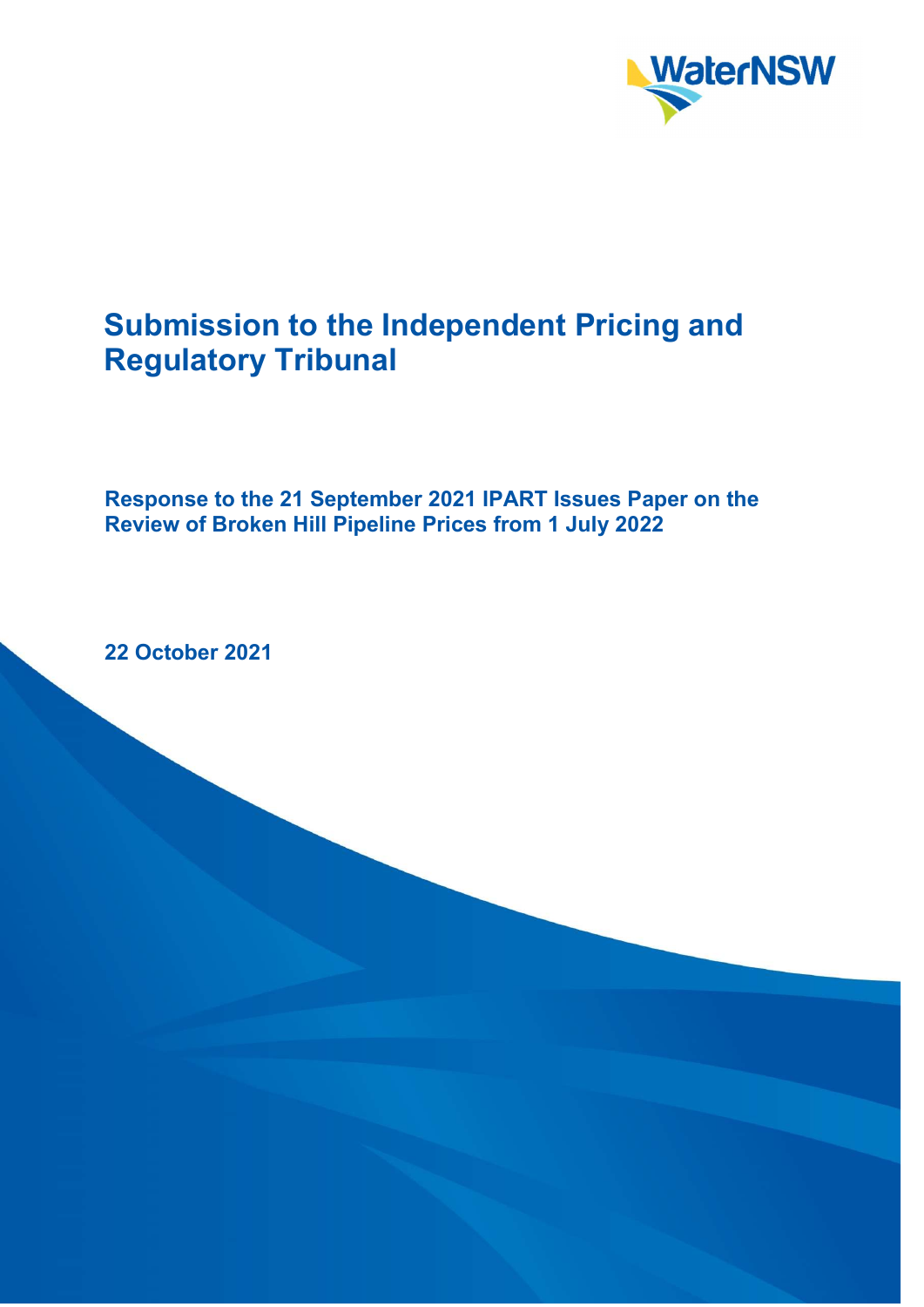# Submission to the Independent Pricing and Regulatory Tribunal

**Response to the 21 September 2021 IPART Issues Paper on the Review of Broken Hill Pipeline Prices from 1 July 2022**

**22 October 2021**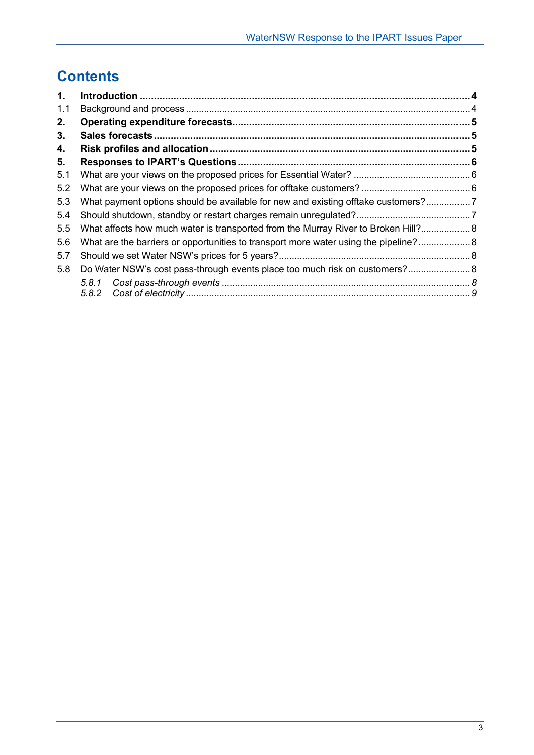# Contents

**1. Introduction** ..................................................................................................................... **4**
1.1 Background and process ........................................................................................................... 4
**2. Operating expenditure forecasts** .................................................................................... **5**
**3. Sales forecasts** ................................................................................................................ **5**
**4. Risk profiles and allocation** ............................................................................................ **5**
**5. Responses to IPART's Questions** .................................................................................. **6**
5.1 What are your views on the proposed prices for Essential Water? ........................................... 6
5.2 What are your views on the proposed prices for offtake customers? ........................................ 6
5.3 What payment options should be available for new and existing offtake customers? ................ 7
5.4 Should shutdown, standby or restart charges remain unregulated? .......................................... 7
5.5 What affects how much water is transported from the Murray River to Broken Hill? .................. 8
5.6 What are the barriers or opportunities to transport more water using the pipeline? ................... 8
5.7 Should we set Water NSW's prices for 5 years? ........................................................................ 8
5.8 Do Water NSW's cost pass-through events place too much risk on customers? ....................... 8
*5.8.1 Cost pass-through events* ............................................................................................... *8*
*5.8.2 Cost of electricity* ........................................................................................................... *9*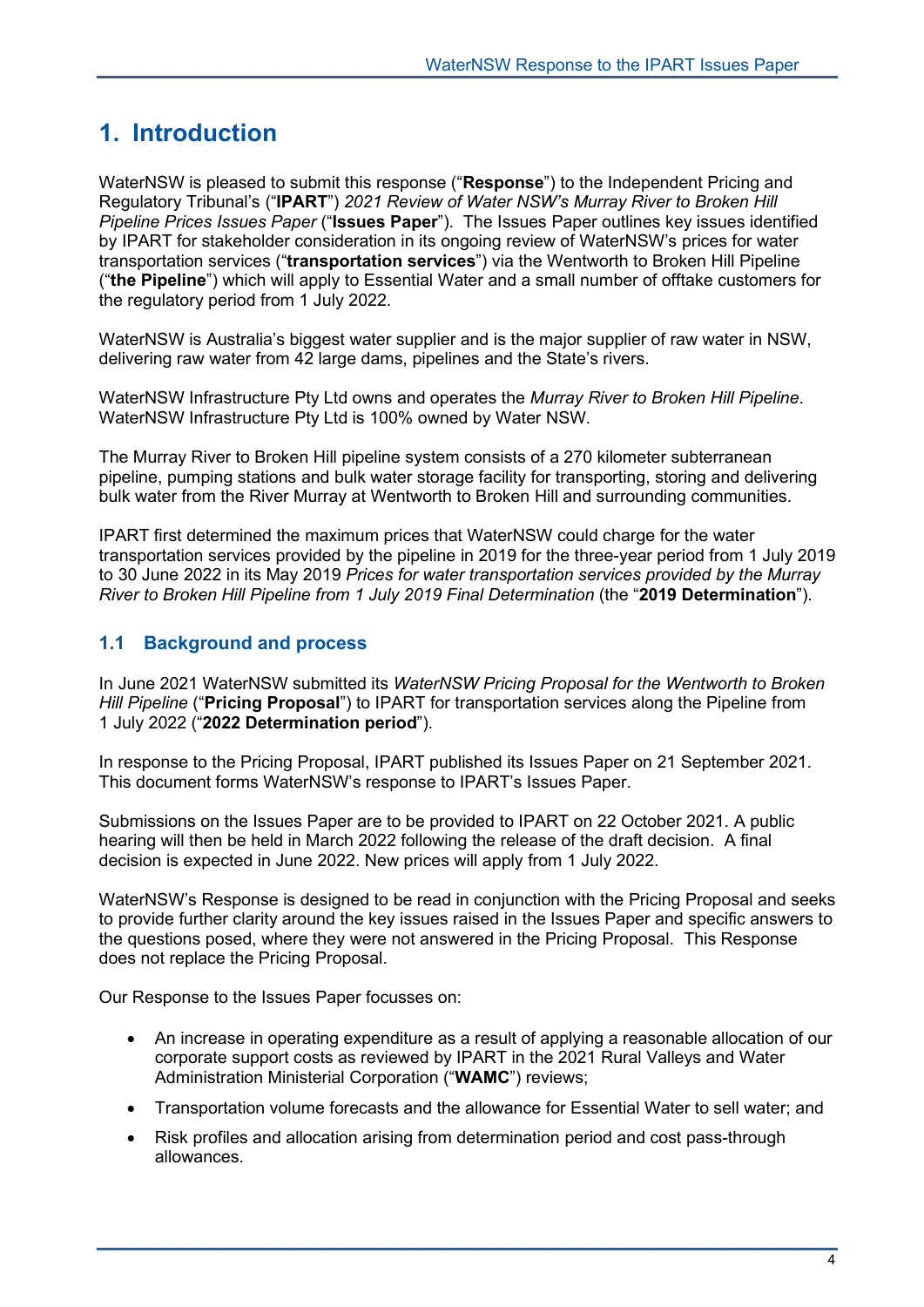# 1. Introduction

WaterNSW is pleased to submit this response ("**Response**") to the Independent Pricing and Regulatory Tribunal's ("**IPART**") *2021 Review of Water NSW's Murray River to Broken Hill Pipeline Prices Issues Paper* ("**Issues Paper**"). The Issues Paper outlines key issues identified by IPART for stakeholder consideration in its ongoing review of WaterNSW's prices for water transportation services ("**transportation services**") via the Wentworth to Broken Hill Pipeline ("**the Pipeline**") which will apply to Essential Water and a small number of offtake customers for the regulatory period from 1 July 2022.

WaterNSW is Australia's biggest water supplier and is the major supplier of raw water in NSW, delivering raw water from 42 large dams, pipelines and the State's rivers.

WaterNSW Infrastructure Pty Ltd owns and operates the *Murray River to Broken Hill Pipeline*. WaterNSW Infrastructure Pty Ltd is 100% owned by Water NSW.

The Murray River to Broken Hill pipeline system consists of a 270 kilometer subterranean pipeline, pumping stations and bulk water storage facility for transporting, storing and delivering bulk water from the River Murray at Wentworth to Broken Hill and surrounding communities.

IPART first determined the maximum prices that WaterNSW could charge for the water transportation services provided by the pipeline in 2019 for the three-year period from 1 July 2019 to 30 June 2022 in its May 2019 *Prices for water transportation services provided by the Murray River to Broken Hill Pipeline from 1 July 2019 Final Determination* (the "**2019 Determination**").

## 1.1 Background and process

In June 2021 WaterNSW submitted its *WaterNSW Pricing Proposal for the Wentworth to Broken Hill Pipeline* ("**Pricing Proposal**") to IPART for transportation services along the Pipeline from 1 July 2022 ("**2022 Determination period**").

In response to the Pricing Proposal, IPART published its Issues Paper on 21 September 2021. This document forms WaterNSW's response to IPART's Issues Paper.

Submissions on the Issues Paper are to be provided to IPART on 22 October 2021. A public hearing will then be held in March 2022 following the release of the draft decision. A final decision is expected in June 2022. New prices will apply from 1 July 2022.

WaterNSW's Response is designed to be read in conjunction with the Pricing Proposal and seeks to provide further clarity around the key issues raised in the Issues Paper and specific answers to the questions posed, where they were not answered in the Pricing Proposal. This Response does not replace the Pricing Proposal.

Our Response to the Issues Paper focusses on:

- An increase in operating expenditure as a result of applying a reasonable allocation of our corporate support costs as reviewed by IPART in the 2021 Rural Valleys and Water Administration Ministerial Corporation ("**WAMC**") reviews;
- Transportation volume forecasts and the allowance for Essential Water to sell water; and
- Risk profiles and allocation arising from determination period and cost pass-through allowances.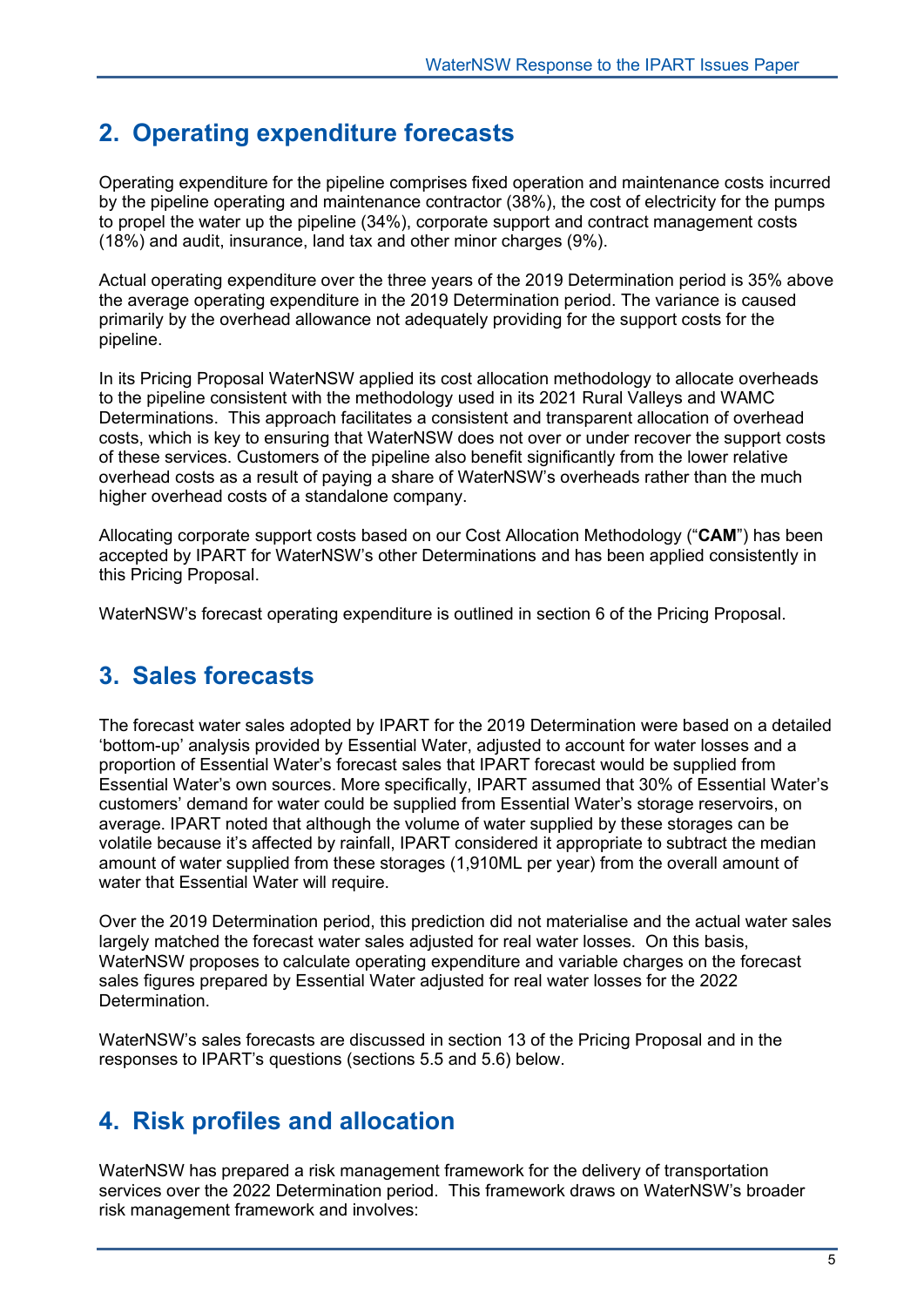## 2. Operating expenditure forecasts

Operating expenditure for the pipeline comprises fixed operation and maintenance costs incurred by the pipeline operating and maintenance contractor (38%), the cost of electricity for the pumps to propel the water up the pipeline (34%), corporate support and contract management costs (18%) and audit, insurance, land tax and other minor charges (9%).

Actual operating expenditure over the three years of the 2019 Determination period is 35% above the average operating expenditure in the 2019 Determination period. The variance is caused primarily by the overhead allowance not adequately providing for the support costs for the pipeline.

In its Pricing Proposal WaterNSW applied its cost allocation methodology to allocate overheads to the pipeline consistent with the methodology used in its 2021 Rural Valleys and WAMC Determinations. This approach facilitates a consistent and transparent allocation of overhead costs, which is key to ensuring that WaterNSW does not over or under recover the support costs of these services. Customers of the pipeline also benefit significantly from the lower relative overhead costs as a result of paying a share of WaterNSW's overheads rather than the much higher overhead costs of a standalone company.

Allocating corporate support costs based on our Cost Allocation Methodology ("**CAM**") has been accepted by IPART for WaterNSW's other Determinations and has been applied consistently in this Pricing Proposal.

WaterNSW's forecast operating expenditure is outlined in section 6 of the Pricing Proposal.

## 3. Sales forecasts

The forecast water sales adopted by IPART for the 2019 Determination were based on a detailed 'bottom-up' analysis provided by Essential Water, adjusted to account for water losses and a proportion of Essential Water's forecast sales that IPART forecast would be supplied from Essential Water's own sources. More specifically, IPART assumed that 30% of Essential Water's customers' demand for water could be supplied from Essential Water's storage reservoirs, on average. IPART noted that although the volume of water supplied by these storages can be volatile because it's affected by rainfall, IPART considered it appropriate to subtract the median amount of water supplied from these storages (1,910ML per year) from the overall amount of water that Essential Water will require.

Over the 2019 Determination period, this prediction did not materialise and the actual water sales largely matched the forecast water sales adjusted for real water losses. On this basis, WaterNSW proposes to calculate operating expenditure and variable charges on the forecast sales figures prepared by Essential Water adjusted for real water losses for the 2022 Determination.

WaterNSW's sales forecasts are discussed in section 13 of the Pricing Proposal and in the responses to IPART's questions (sections 5.5 and 5.6) below.

## 4. Risk profiles and allocation

WaterNSW has prepared a risk management framework for the delivery of transportation services over the 2022 Determination period. This framework draws on WaterNSW's broader risk management framework and involves: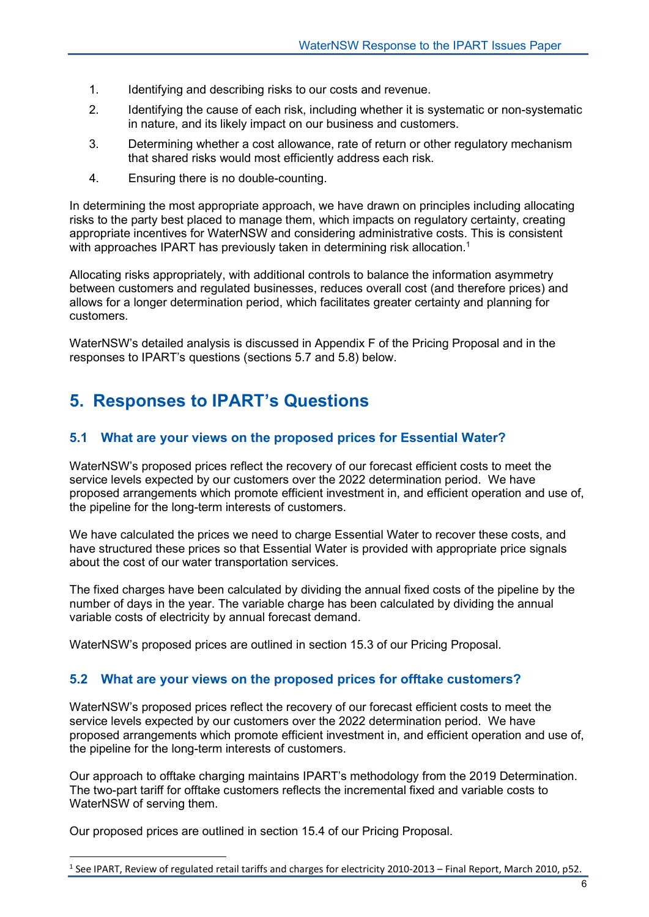1. Identifying and describing risks to our costs and revenue.
2. Identifying the cause of each risk, including whether it is systematic or non-systematic in nature, and its likely impact on our business and customers.
3. Determining whether a cost allowance, rate of return or other regulatory mechanism that shared risks would most efficiently address each risk.
4. Ensuring there is no double-counting.

In determining the most appropriate approach, we have drawn on principles including allocating risks to the party best placed to manage them, which impacts on regulatory certainty, creating appropriate incentives for WaterNSW and considering administrative costs. This is consistent with approaches IPART has previously taken in determining risk allocation.[1]

Allocating risks appropriately, with additional controls to balance the information asymmetry between customers and regulated businesses, reduces overall cost (and therefore prices) and allows for a longer determination period, which facilitates greater certainty and planning for customers.

WaterNSW's detailed analysis is discussed in Appendix F of the Pricing Proposal and in the responses to IPART's questions (sections 5.7 and 5.8) below.

# 5. Responses to IPART's Questions

## 5.1 What are your views on the proposed prices for Essential Water?

WaterNSW's proposed prices reflect the recovery of our forecast efficient costs to meet the service levels expected by our customers over the 2022 determination period. We have proposed arrangements which promote efficient investment in, and efficient operation and use of, the pipeline for the long-term interests of customers.

We have calculated the prices we need to charge Essential Water to recover these costs, and have structured these prices so that Essential Water is provided with appropriate price signals about the cost of our water transportation services.

The fixed charges have been calculated by dividing the annual fixed costs of the pipeline by the number of days in the year. The variable charge has been calculated by dividing the annual variable costs of electricity by annual forecast demand.

WaterNSW's proposed prices are outlined in section 15.3 of our Pricing Proposal.

## 5.2 What are your views on the proposed prices for offtake customers?

WaterNSW's proposed prices reflect the recovery of our forecast efficient costs to meet the service levels expected by our customers over the 2022 determination period. We have proposed arrangements which promote efficient investment in, and efficient operation and use of, the pipeline for the long-term interests of customers.

Our approach to offtake charging maintains IPART's methodology from the 2019 Determination. The two-part tariff for offtake customers reflects the incremental fixed and variable costs to WaterNSW of serving them.

Our proposed prices are outlined in section 15.4 of our Pricing Proposal.

---

[1] See IPART, Review of regulated retail tariffs and charges for electricity 2010-2013 – Final Report, March 2010, p52.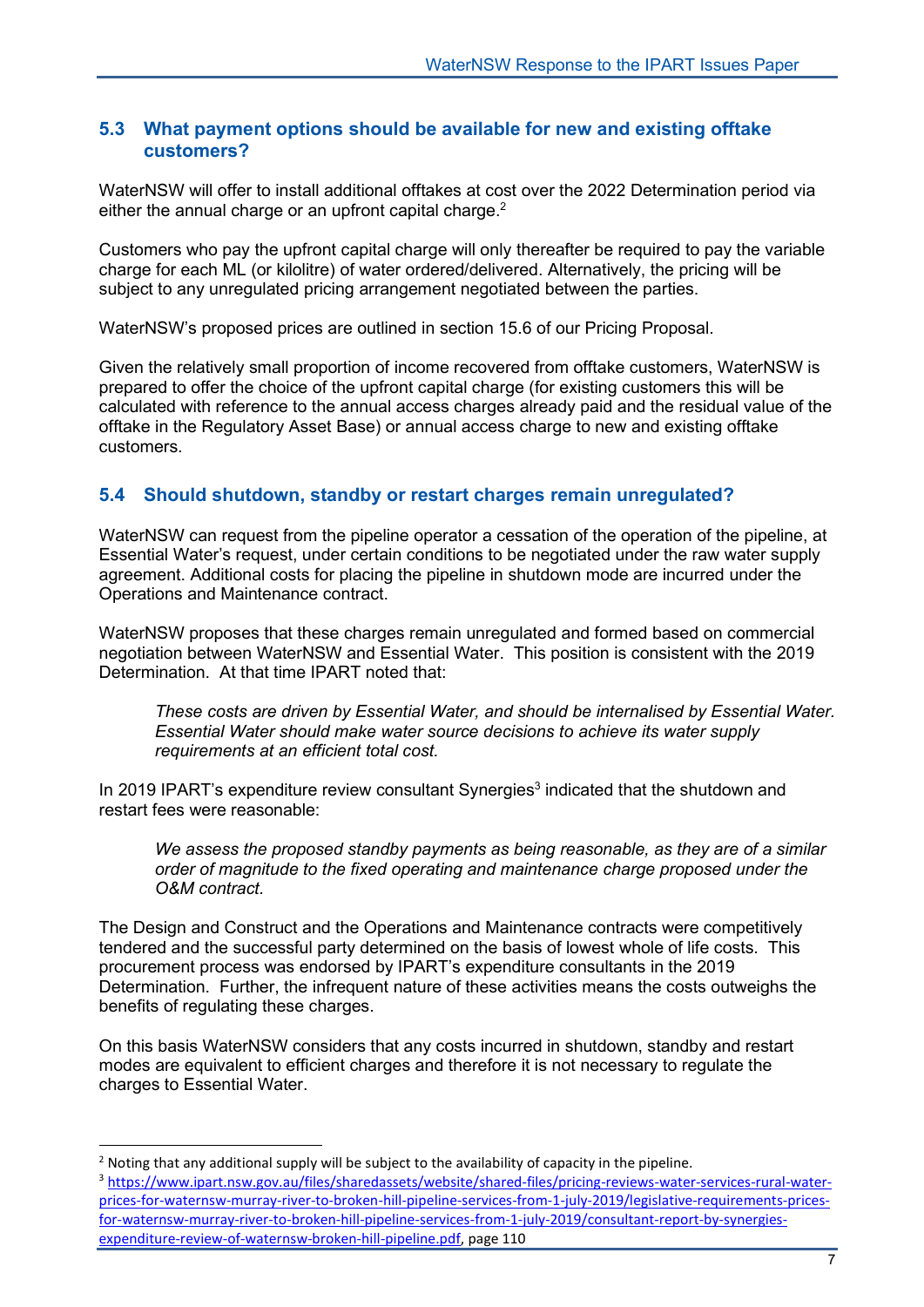## 5.3 What payment options should be available for new and existing offtake customers?

WaterNSW will offer to install additional offtakes at cost over the 2022 Determination period via either the annual charge or an upfront capital charge.[2]

Customers who pay the upfront capital charge will only thereafter be required to pay the variable charge for each ML (or kilolitre) of water ordered/delivered. Alternatively, the pricing will be subject to any unregulated pricing arrangement negotiated between the parties.

WaterNSW's proposed prices are outlined in section 15.6 of our Pricing Proposal.

Given the relatively small proportion of income recovered from offtake customers, WaterNSW is prepared to offer the choice of the upfront capital charge (for existing customers this will be calculated with reference to the annual access charges already paid and the residual value of the offtake in the Regulatory Asset Base) or annual access charge to new and existing offtake customers.

## 5.4 Should shutdown, standby or restart charges remain unregulated?

WaterNSW can request from the pipeline operator a cessation of the operation of the pipeline, at Essential Water's request, under certain conditions to be negotiated under the raw water supply agreement. Additional costs for placing the pipeline in shutdown mode are incurred under the Operations and Maintenance contract.

WaterNSW proposes that these charges remain unregulated and formed based on commercial negotiation between WaterNSW and Essential Water. This position is consistent with the 2019 Determination. At that time IPART noted that:

> *These costs are driven by Essential Water, and should be internalised by Essential Water. Essential Water should make water source decisions to achieve its water supply requirements at an efficient total cost.*

In 2019 IPART's expenditure review consultant Synergies[3] indicated that the shutdown and restart fees were reasonable:

> *We assess the proposed standby payments as being reasonable, as they are of a similar order of magnitude to the fixed operating and maintenance charge proposed under the O&M contract.*

The Design and Construct and the Operations and Maintenance contracts were competitively tendered and the successful party determined on the basis of lowest whole of life costs. This procurement process was endorsed by IPART's expenditure consultants in the 2019 Determination. Further, the infrequent nature of these activities means the costs outweighs the benefits of regulating these charges.

On this basis WaterNSW considers that any costs incurred in shutdown, standby and restart modes are equivalent to efficient charges and therefore it is not necessary to regulate the charges to Essential Water.

---

[2] Noting that any additional supply will be subject to the availability of capacity in the pipeline.

[3] https://www.ipart.nsw.gov.au/files/sharedassets/website/shared-files/pricing-reviews-water-services-rural-water-prices-for-waternsw-murray-river-to-broken-hill-pipeline-services-from-1-july-2019/legislative-requirements-prices-for-waternsw-murray-river-to-broken-hill-pipeline-services-from-1-july-2019/consultant-report-by-synergies-expenditure-review-of-waternsw-broken-hill-pipeline.pdf, page 110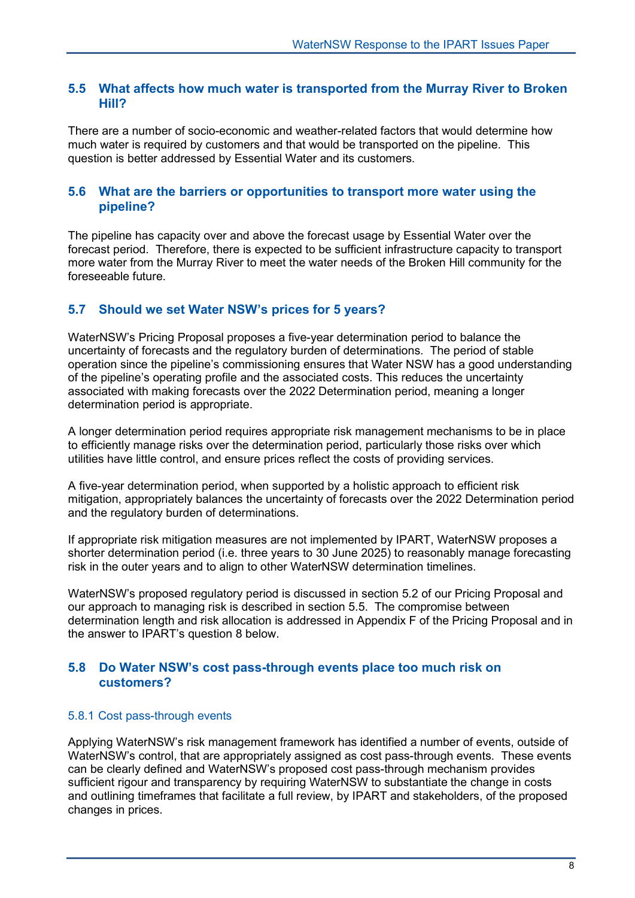## 5.5 What affects how much water is transported from the Murray River to Broken Hill?

There are a number of socio-economic and weather-related factors that would determine how much water is required by customers and that would be transported on the pipeline. This question is better addressed by Essential Water and its customers.

## 5.6 What are the barriers or opportunities to transport more water using the pipeline?

The pipeline has capacity over and above the forecast usage by Essential Water over the forecast period. Therefore, there is expected to be sufficient infrastructure capacity to transport more water from the Murray River to meet the water needs of the Broken Hill community for the foreseeable future.

## 5.7 Should we set Water NSW's prices for 5 years?

WaterNSW's Pricing Proposal proposes a five-year determination period to balance the uncertainty of forecasts and the regulatory burden of determinations. The period of stable operation since the pipeline's commissioning ensures that Water NSW has a good understanding of the pipeline's operating profile and the associated costs. This reduces the uncertainty associated with making forecasts over the 2022 Determination period, meaning a longer determination period is appropriate.

A longer determination period requires appropriate risk management mechanisms to be in place to efficiently manage risks over the determination period, particularly those risks over which utilities have little control, and ensure prices reflect the costs of providing services.

A five-year determination period, when supported by a holistic approach to efficient risk mitigation, appropriately balances the uncertainty of forecasts over the 2022 Determination period and the regulatory burden of determinations.

If appropriate risk mitigation measures are not implemented by IPART, WaterNSW proposes a shorter determination period (i.e. three years to 30 June 2025) to reasonably manage forecasting risk in the outer years and to align to other WaterNSW determination timelines.

WaterNSW's proposed regulatory period is discussed in section 5.2 of our Pricing Proposal and our approach to managing risk is described in section 5.5. The compromise between determination length and risk allocation is addressed in Appendix F of the Pricing Proposal and in the answer to IPART's question 8 below.

## 5.8 Do Water NSW's cost pass-through events place too much risk on customers?

### 5.8.1 Cost pass-through events

Applying WaterNSW's risk management framework has identified a number of events, outside of WaterNSW's control, that are appropriately assigned as cost pass-through events. These events can be clearly defined and WaterNSW's proposed cost pass-through mechanism provides sufficient rigour and transparency by requiring WaterNSW to substantiate the change in costs and outlining timeframes that facilitate a full review, by IPART and stakeholders, of the proposed changes in prices.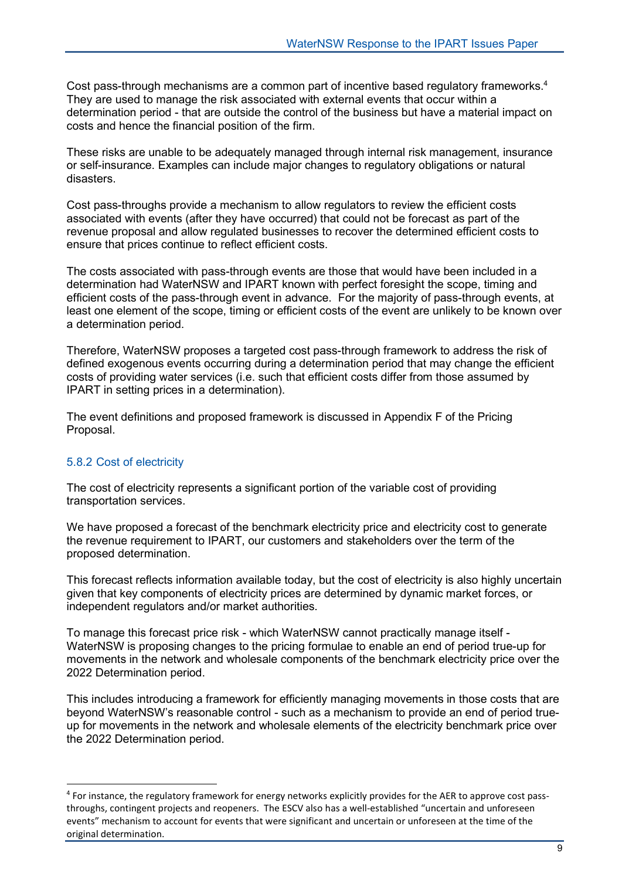Cost pass-through mechanisms are a common part of incentive based regulatory frameworks.[4] They are used to manage the risk associated with external events that occur within a determination period - that are outside the control of the business but have a material impact on costs and hence the financial position of the firm.

These risks are unable to be adequately managed through internal risk management, insurance or self-insurance. Examples can include major changes to regulatory obligations or natural disasters.

Cost pass-throughs provide a mechanism to allow regulators to review the efficient costs associated with events (after they have occurred) that could not be forecast as part of the revenue proposal and allow regulated businesses to recover the determined efficient costs to ensure that prices continue to reflect efficient costs.

The costs associated with pass-through events are those that would have been included in a determination had WaterNSW and IPART known with perfect foresight the scope, timing and efficient costs of the pass-through event in advance. For the majority of pass-through events, at least one element of the scope, timing or efficient costs of the event are unlikely to be known over a determination period.

Therefore, WaterNSW proposes a targeted cost pass-through framework to address the risk of defined exogenous events occurring during a determination period that may change the efficient costs of providing water services (i.e. such that efficient costs differ from those assumed by IPART in setting prices in a determination).

The event definitions and proposed framework is discussed in Appendix F of the Pricing Proposal.

### 5.8.2 Cost of electricity

The cost of electricity represents a significant portion of the variable cost of providing transportation services.

We have proposed a forecast of the benchmark electricity price and electricity cost to generate the revenue requirement to IPART, our customers and stakeholders over the term of the proposed determination.

This forecast reflects information available today, but the cost of electricity is also highly uncertain given that key components of electricity prices are determined by dynamic market forces, or independent regulators and/or market authorities.

To manage this forecast price risk - which WaterNSW cannot practically manage itself - WaterNSW is proposing changes to the pricing formulae to enable an end of period true-up for movements in the network and wholesale components of the benchmark electricity price over the 2022 Determination period.

This includes introducing a framework for efficiently managing movements in those costs that are beyond WaterNSW's reasonable control - such as a mechanism to provide an end of period true-up for movements in the network and wholesale elements of the electricity benchmark price over the 2022 Determination period.

---

[4] For instance, the regulatory framework for energy networks explicitly provides for the AER to approve cost pass-throughs, contingent projects and reopeners. The ESCV also has a well-established "uncertain and unforeseen events" mechanism to account for events that were significant and uncertain or unforeseen at the time of the original determination.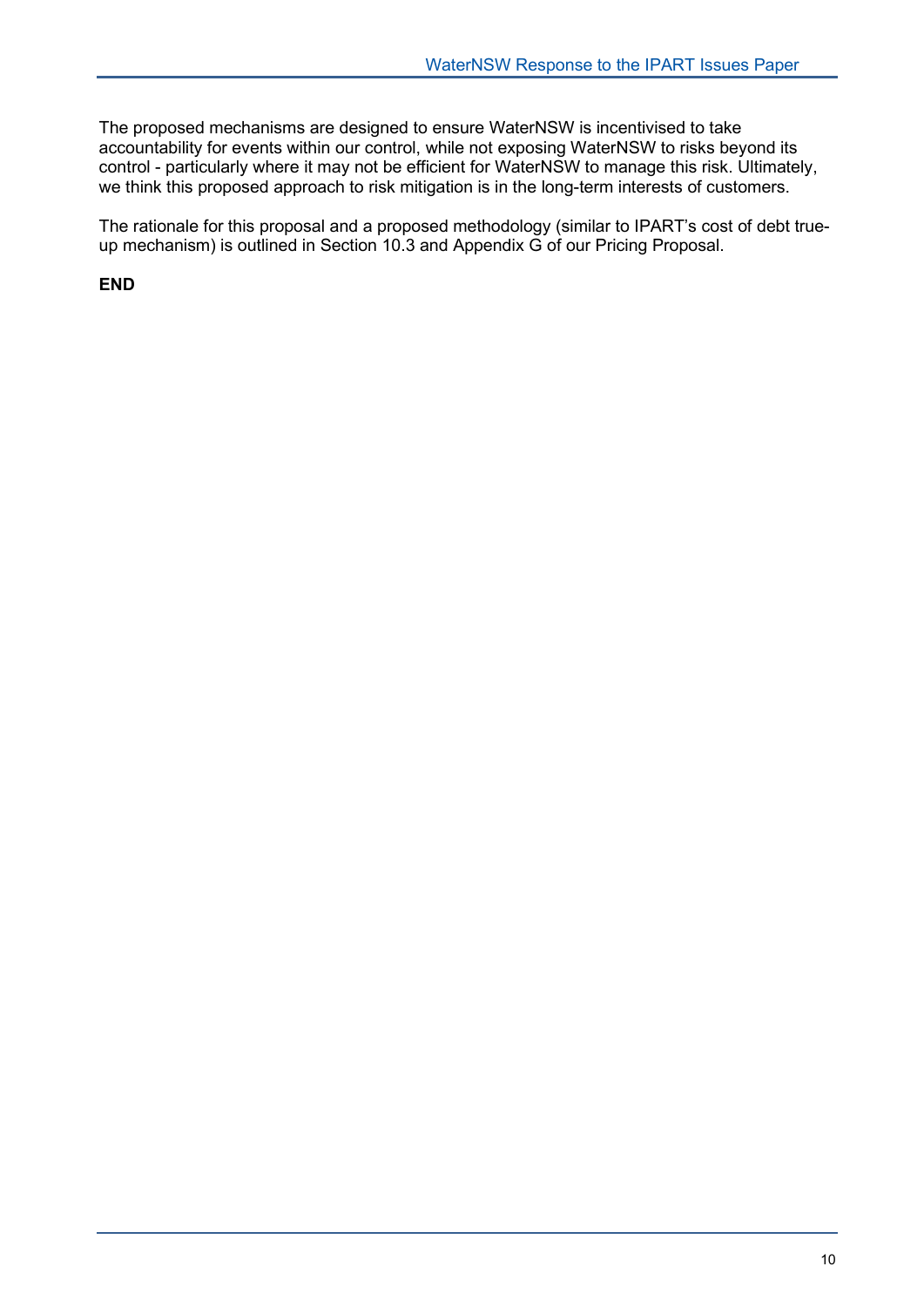The proposed mechanisms are designed to ensure WaterNSW is incentivised to take accountability for events within our control, while not exposing WaterNSW to risks beyond its control - particularly where it may not be efficient for WaterNSW to manage this risk. Ultimately, we think this proposed approach to risk mitigation is in the long-term interests of customers.

The rationale for this proposal and a proposed methodology (similar to IPART's cost of debt true-up mechanism) is outlined in Section 10.3 and Appendix G of our Pricing Proposal.

**END**